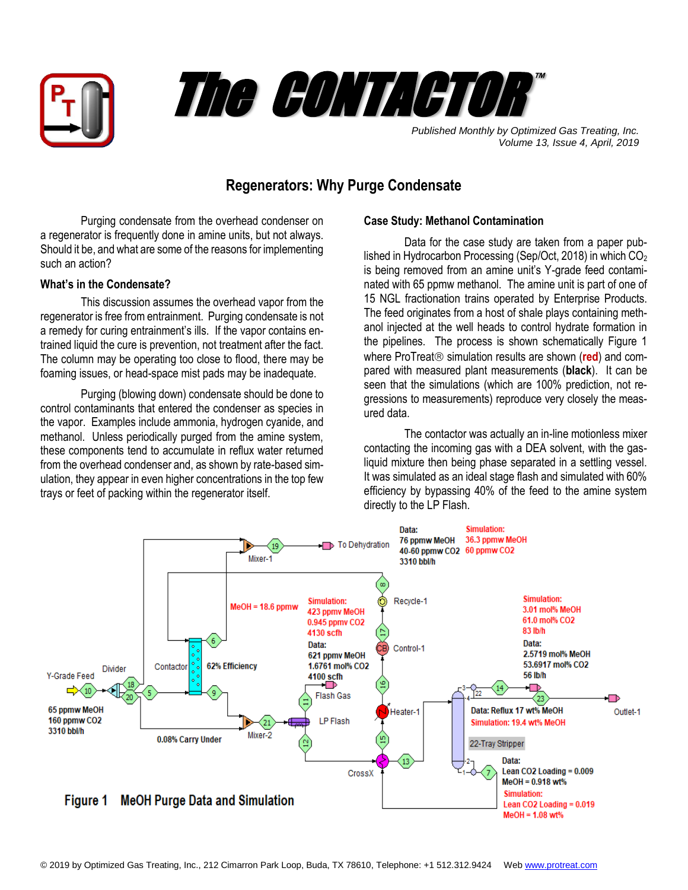# The CONTACTOR™

*Published Monthly by Optimized Gas Treating, Inc.*
*Volume 13, Issue 4, April, 2019*

## Regenerators: Why Purge Condensate

Purging condensate from the overhead condenser on a regenerator is frequently done in amine units, but not always. Should it be, and what are some of the reasons for implementing such an action?

### What's in the Condensate?

This discussion assumes the overhead vapor from the regenerator is free from entrainment. Purging condensate is not a remedy for curing entrainment's ills. If the vapor contains entrained liquid the cure is prevention, not treatment after the fact. The column may be operating too close to flood, there may be foaming issues, or head-space mist pads may be inadequate.

Purging (blowing down) condensate should be done to control contaminants that entered the condenser as species in the vapor. Examples include ammonia, hydrogen cyanide, and methanol. Unless periodically purged from the amine system, these components tend to accumulate in reflux water returned from the overhead condenser and, as shown by rate-based simulation, they appear in even higher concentrations in the top few trays or feet of packing within the regenerator itself.

### Case Study: Methanol Contamination

Data for the case study are taken from a paper published in Hydrocarbon Processing (Sep/Oct, 2018) in which $CO_2$ is being removed from an amine unit's Y-grade feed contaminated with 65 ppmw methanol. The amine unit is part of one of 15 NGL fractionation trains operated by Enterprise Products. The feed originates from a host of shale plays containing methanol injected at the well heads to control hydrate formation in the pipelines. The process is shown schematically Figure 1 where ProTreat® simulation results are shown (**red**) and compared with measured plant measurements (**black**). It can be seen that the simulations (which are 100% prediction, not regressions to measurements) reproduce very closely the measured data.

The contactor was actually an in-line motionless mixer contacting the incoming gas with a DEA solvent, with the gas-liquid mixture then being phase separated in a settling vessel. It was simulated as an ideal stage flash and simulated with 60% efficiency by bypassing 40% of the feed to the amine system directly to the LP Flash.

Figure 1 MeOH Purge Data and Simulation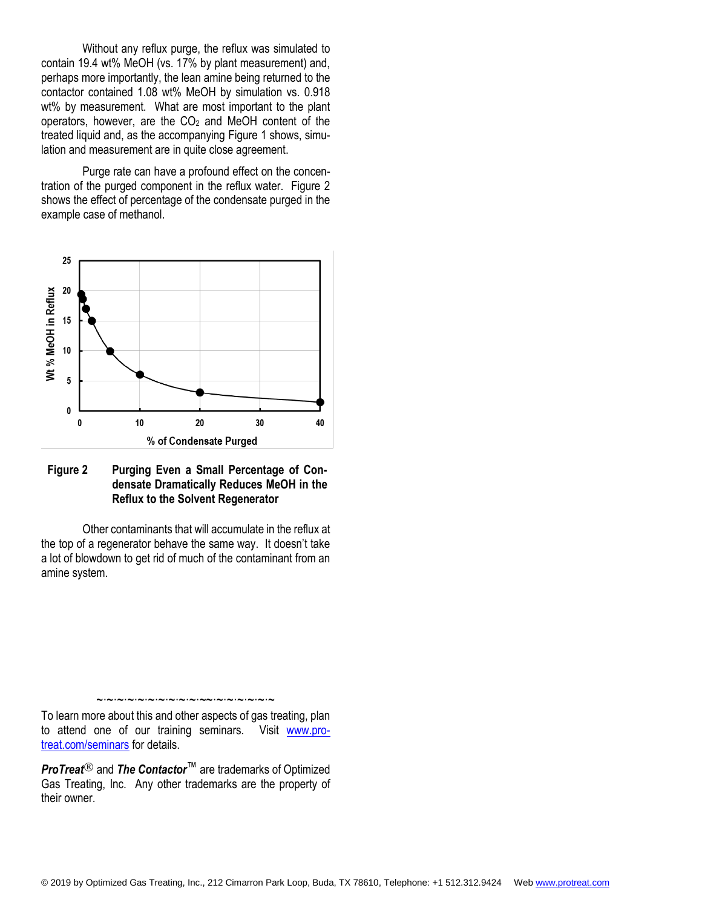Without any reflux purge, the reflux was simulated to contain 19.4 wt% MeOH (vs. 17% by plant measurement) and, perhaps more importantly, the lean amine being returned to the contactor contained 1.08 wt% MeOH by simulation vs. 0.918 wt% by measurement. What are most important to the plant operators, however, are the $CO_2$ and MeOH content of the treated liquid and, as the accompanying Figure 1 shows, simulation and measurement are in quite close agreement.

Purge rate can have a profound effect on the concentration of the purged component in the reflux water. Figure 2 shows the effect of percentage of the condensate purged in the example case of methanol.

Wt % MeOH in Reflux

25
20
15
10
5
0

0
10
20
30
40

% of Condensate Purged

**Figure 2 Purging Even a Small Percentage of Condensate Dramatically Reduces MeOH in the Reflux to the Solvent Regenerator**

Other contaminants that will accumulate in the reflux at the top of a regenerator behave the same way. It doesn't take a lot of blowdown to get rid of much of the contaminant from an amine system.

~·~·~·~·~·~·~·~·~·~·~·~·~·~·~·~·~·~·~

To learn more about this and other aspects of gas treating, plan to attend one of our training seminars. Visit [www.protreat.com/seminars](www.protreat.com/seminars) for details.

***ProTreat***® and ***The Contactor***™ are trademarks of Optimized Gas Treating, Inc. Any other trademarks are the property of their owner.

© 2019 by Optimized Gas Treating, Inc., 212 Cimarron Park Loop, Buda, TX 78610, Telephone: +1 512.312.9424 Web [www.protreat.com](www.protreat.com)